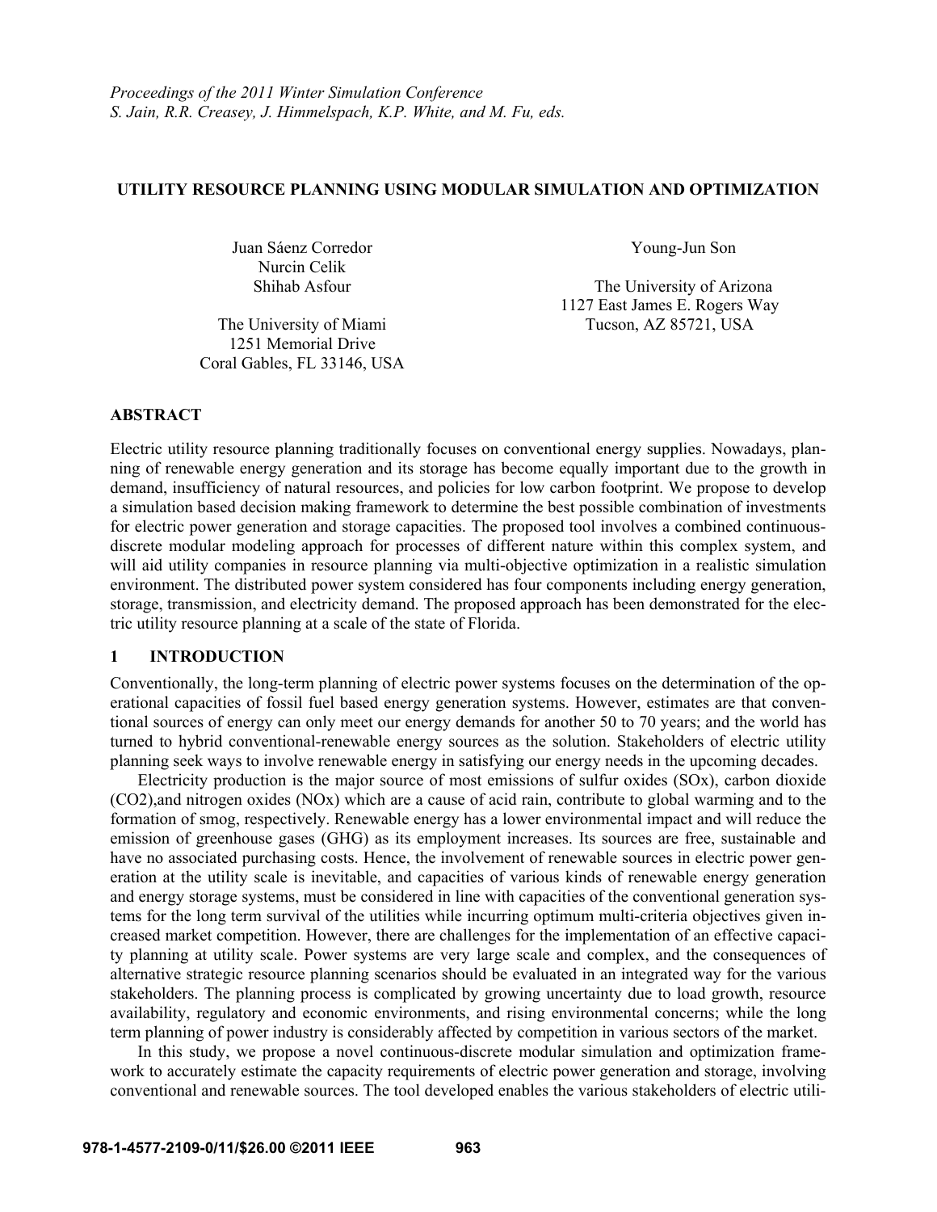*Proceedings of the 2011 Winter Simulation Conference*
*S. Jain, R.R. Creasey, J. Himmelspach, K.P. White, and M. Fu, eds.*

# UTILITY RESOURCE PLANNING USING MODULAR SIMULATION AND OPTIMIZATION

Juan Sáenz Corredor
Nurcin Celik
Shihab Asfour

The University of Miami
1251 Memorial Drive
Coral Gables, FL 33146, USA

Young-Jun Son

The University of Arizona
1127 East James E. Rogers Way
Tucson, AZ 85721, USA

## ABSTRACT

Electric utility resource planning traditionally focuses on conventional energy supplies. Nowadays, planning of renewable energy generation and its storage has become equally important due to the growth in demand, insufficiency of natural resources, and policies for low carbon footprint. We propose to develop a simulation based decision making framework to determine the best possible combination of investments for electric power generation and storage capacities. The proposed tool involves a combined continuous-discrete modular modeling approach for processes of different nature within this complex system, and will aid utility companies in resource planning via multi-objective optimization in a realistic simulation environment. The distributed power system considered has four components including energy generation, storage, transmission, and electricity demand. The proposed approach has been demonstrated for the electric utility resource planning at a scale of the state of Florida.

## 1 INTRODUCTION

Conventionally, the long-term planning of electric power systems focuses on the determination of the operational capacities of fossil fuel based energy generation systems. However, estimates are that conventional sources of energy can only meet our energy demands for another 50 to 70 years; and the world has turned to hybrid conventional-renewable energy sources as the solution. Stakeholders of electric utility planning seek ways to involve renewable energy in satisfying our energy needs in the upcoming decades.

Electricity production is the major source of most emissions of sulfur oxides (SOx), carbon dioxide ($CO_2$),and nitrogen oxides (NOx) which are a cause of acid rain, contribute to global warming and to the formation of smog, respectively. Renewable energy has a lower environmental impact and will reduce the emission of greenhouse gases (GHG) as its employment increases. Its sources are free, sustainable and have no associated purchasing costs. Hence, the involvement of renewable sources in electric power generation at the utility scale is inevitable, and capacities of various kinds of renewable energy generation and energy storage systems, must be considered in line with capacities of the conventional generation systems for the long term survival of the utilities while incurring optimum multi-criteria objectives given increased market competition. However, there are challenges for the implementation of an effective capacity planning at utility scale. Power systems are very large scale and complex, and the consequences of alternative strategic resource planning scenarios should be evaluated in an integrated way for the various stakeholders. The planning process is complicated by growing uncertainty due to load growth, resource availability, regulatory and economic environments, and rising environmental concerns; while the long term planning of power industry is considerably affected by competition in various sectors of the market.

In this study, we propose a novel continuous-discrete modular simulation and optimization framework to accurately estimate the capacity requirements of electric power generation and storage, involving conventional and renewable sources. The tool developed enables the various stakeholders of electric utili-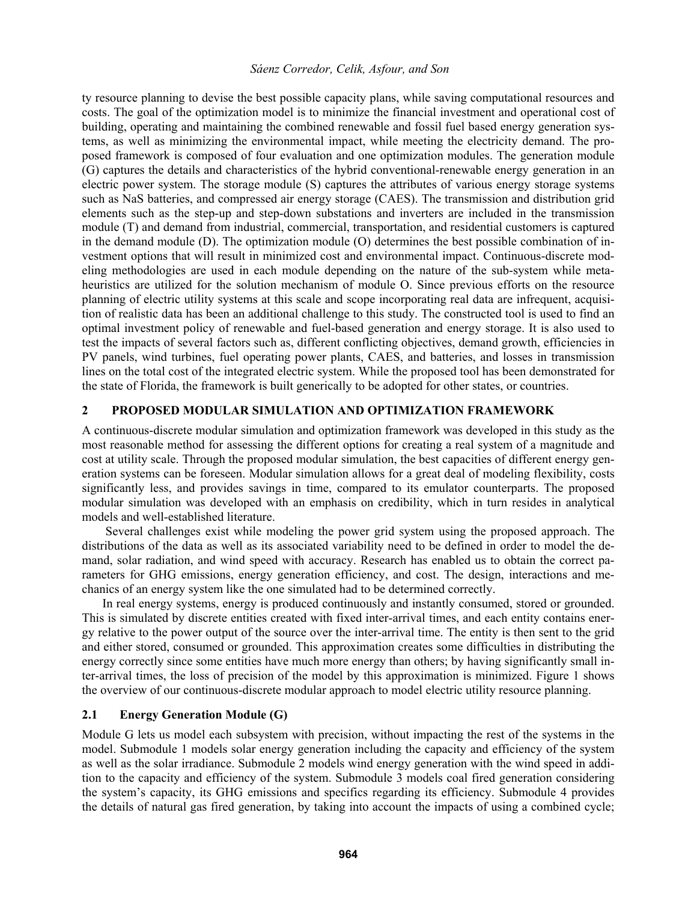ty resource planning to devise the best possible capacity plans, while saving computational resources and costs. The goal of the optimization model is to minimize the financial investment and operational cost of building, operating and maintaining the combined renewable and fossil fuel based energy generation systems, as well as minimizing the environmental impact, while meeting the electricity demand. The proposed framework is composed of four evaluation and one optimization modules. The generation module (G) captures the details and characteristics of the hybrid conventional-renewable energy generation in an electric power system. The storage module (S) captures the attributes of various energy storage systems such as NaS batteries, and compressed air energy storage (CAES). The transmission and distribution grid elements such as the step-up and step-down substations and inverters are included in the transmission module (T) and demand from industrial, commercial, transportation, and residential customers is captured in the demand module (D). The optimization module (O) determines the best possible combination of investment options that will result in minimized cost and environmental impact. Continuous-discrete modeling methodologies are used in each module depending on the nature of the sub-system while meta-heuristics are utilized for the solution mechanism of module O. Since previous efforts on the resource planning of electric utility systems at this scale and scope incorporating real data are infrequent, acquisition of realistic data has been an additional challenge to this study. The constructed tool is used to find an optimal investment policy of renewable and fuel-based generation and energy storage. It is also used to test the impacts of several factors such as, different conflicting objectives, demand growth, efficiencies in PV panels, wind turbines, fuel operating power plants, CAES, and batteries, and losses in transmission lines on the total cost of the integrated electric system. While the proposed tool has been demonstrated for the state of Florida, the framework is built generically to be adopted for other states, or countries.

## 2 PROPOSED MODULAR SIMULATION AND OPTIMIZATION FRAMEWORK

A continuous-discrete modular simulation and optimization framework was developed in this study as the most reasonable method for assessing the different options for creating a real system of a magnitude and cost at utility scale. Through the proposed modular simulation, the best capacities of different energy generation systems can be foreseen. Modular simulation allows for a great deal of modeling flexibility, costs significantly less, and provides savings in time, compared to its emulator counterparts. The proposed modular simulation was developed with an emphasis on credibility, which in turn resides in analytical models and well-established literature.

Several challenges exist while modeling the power grid system using the proposed approach. The distributions of the data as well as its associated variability need to be defined in order to model the demand, solar radiation, and wind speed with accuracy. Research has enabled us to obtain the correct parameters for GHG emissions, energy generation efficiency, and cost. The design, interactions and mechanics of an energy system like the one simulated had to be determined correctly.

In real energy systems, energy is produced continuously and instantly consumed, stored or grounded. This is simulated by discrete entities created with fixed inter-arrival times, and each entity contains energy relative to the power output of the source over the inter-arrival time. The entity is then sent to the grid and either stored, consumed or grounded. This approximation creates some difficulties in distributing the energy correctly since some entities have much more energy than others; by having significantly small inter-arrival times, the loss of precision of the model by this approximation is minimized. Figure 1 shows the overview of our continuous-discrete modular approach to model electric utility resource planning.

### 2.1 Energy Generation Module (G)

Module G lets us model each subsystem with precision, without impacting the rest of the systems in the model. Submodule 1 models solar energy generation including the capacity and efficiency of the system as well as the solar irradiance. Submodule 2 models wind energy generation with the wind speed in addition to the capacity and efficiency of the system. Submodule 3 models coal fired generation considering the system's capacity, its GHG emissions and specifics regarding its efficiency. Submodule 4 provides the details of natural gas fired generation, by taking into account the impacts of using a combined cycle;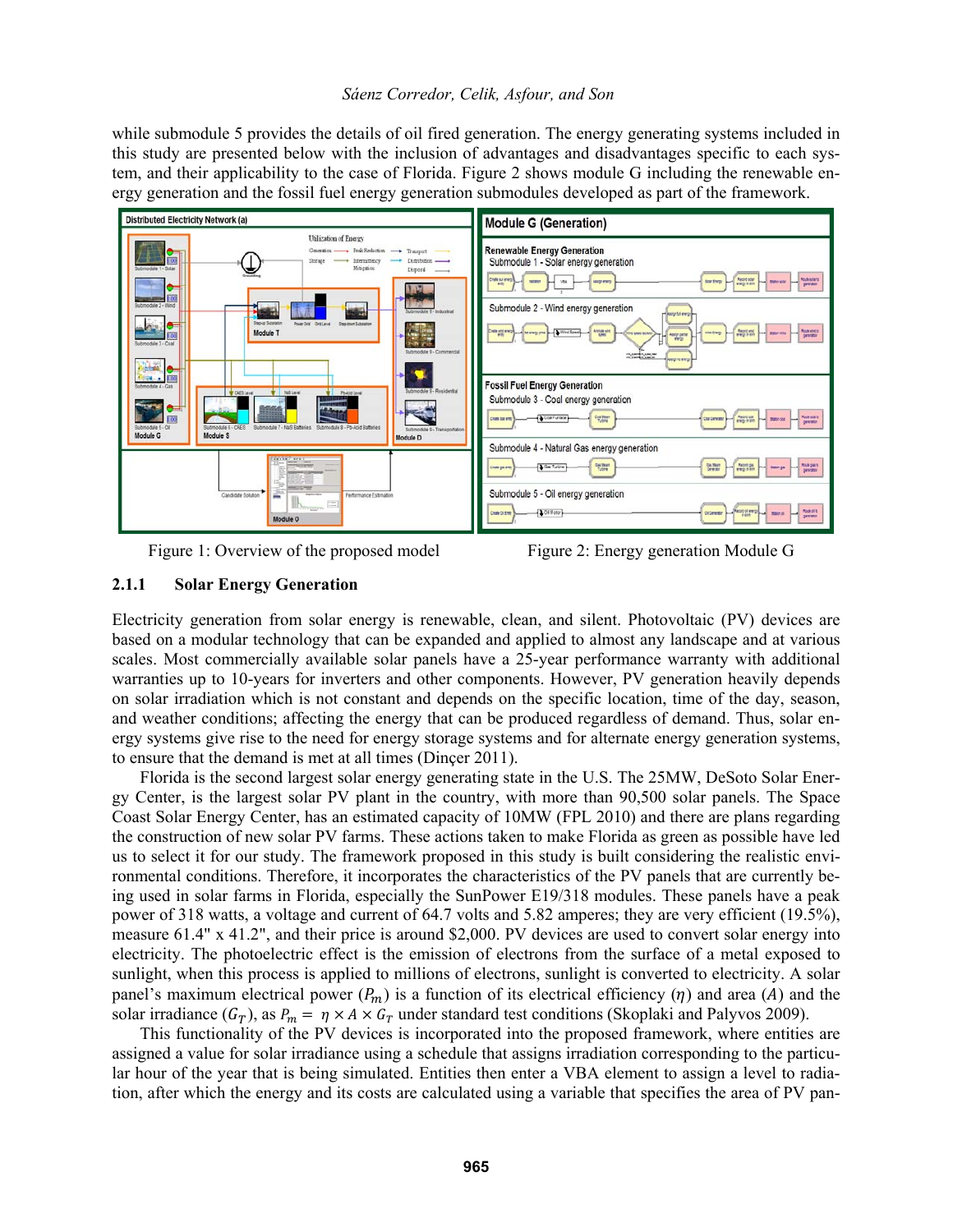while submodule 5 provides the details of oil fired generation. The energy generating systems included in this study are presented below with the inclusion of advantages and disadvantages specific to each system, and their applicability to the case of Florida. Figure 2 shows module G including the renewable energy generation and the fossil fuel energy generation submodules developed as part of the framework.

Figure 1: Overview of the proposed model

Figure 2: Energy generation Module G

### 2.1.1 Solar Energy Generation

Electricity generation from solar energy is renewable, clean, and silent. Photovoltaic (PV) devices are based on a modular technology that can be expanded and applied to almost any landscape and at various scales. Most commercially available solar panels have a 25-year performance warranty with additional warranties up to 10-years for inverters and other components. However, PV generation heavily depends on solar irradiation which is not constant and depends on the specific location, time of the day, season, and weather conditions; affecting the energy that can be produced regardless of demand. Thus, solar energy systems give rise to the need for energy storage systems and for alternate energy generation systems, to ensure that the demand is met at all times (Dinçer 2011).

Florida is the second largest solar energy generating state in the U.S. The 25MW, DeSoto Solar Energy Center, is the largest solar PV plant in the country, with more than 90,500 solar panels. The Space Coast Solar Energy Center, has an estimated capacity of 10MW (FPL 2010) and there are plans regarding the construction of new solar PV farms. These actions taken to make Florida as green as possible have led us to select it for our study. The framework proposed in this study is built considering the realistic environmental conditions. Therefore, it incorporates the characteristics of the PV panels that are currently being used in solar farms in Florida, especially the SunPower E19/318 modules. These panels have a peak power of 318 watts, a voltage and current of 64.7 volts and 5.82 amperes; they are very efficient (19.5%), measure 61.4" x 41.2", and their price is around $2,000. PV devices are used to convert solar energy into electricity. The photoelectric effect is the emission of electrons from the surface of a metal exposed to sunlight, when this process is applied to millions of electrons, sunlight is converted to electricity. A solar panel's maximum electrical power ($P_m$) is a function of its electrical efficiency ($\eta$) and area ($A$) and the solar irradiance ($G_T$), as $P_m = \eta \times A \times G_T$ under standard test conditions (Skoplaki and Palyvos 2009).

This functionality of the PV devices is incorporated into the proposed framework, where entities are assigned a value for solar irradiance using a schedule that assigns irradiation corresponding to the particular hour of the year that is being simulated. Entities then enter a VBA element to assign a level to radiation, after which the energy and its costs are calculated using a variable that specifies the area of PV pan-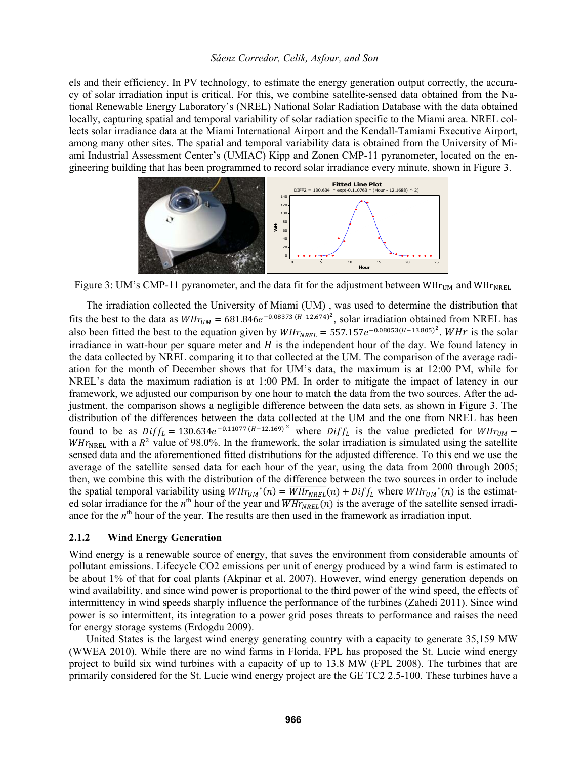els and their efficiency. In PV technology, to estimate the energy generation output correctly, the accuracy of solar irradiation input is critical. For this, we combine satellite-sensed data obtained from the National Renewable Energy Laboratory's (NREL) National Solar Radiation Database with the data obtained locally, capturing spatial and temporal variability of solar radiation specific to the Miami area. NREL collects solar irradiance data at the Miami International Airport and the Kendall-Tamiami Executive Airport, among many other sites. The spatial and temporal variability data is obtained from the University of Miami Industrial Assessment Center's (UMIAC) Kipp and Zonen CMP-11 pyranometer, located on the engineering building that has been programmed to record solar irradiance every minute, shown in Figure 3.

Figure 3: UM's CMP-11 pyranometer, and the data fit for the adjustment between $\mathrm{WHr_{UM}}$ and $\mathrm{WHr_{NREL}}$

The irradiation collected the University of Miami (UM) , was used to determine the distribution that fits the best to the data as $WHr_{UM} = 681.846e^{-0.08373\,(H-12.674)^2}$, solar irradiation obtained from NREL has also been fitted the best to the equation given by $WHr_{NREL} = 557.157e^{-0.08053(H-13.805)^2}$. $WHr$ is the solar irradiance in watt-hour per square meter and $H$ is the independent hour of the day. We found latency in the data collected by NREL comparing it to that collected at the UM. The comparison of the average radiation for the month of December shows that for UM's data, the maximum is at 12:00 PM, while for NREL's data the maximum radiation is at 1:00 PM. In order to mitigate the impact of latency in our framework, we adjusted our comparison by one hour to match the data from the two sources. After the adjustment, the comparison shows a negligible difference between the data sets, as shown in Figure 3. The distribution of the differences between the data collected at the UM and the one from NREL has been found to be as $Diff_L = 130.634e^{-0.11077\,(H-12.169)^2}$ where $Diff_L$ is the value predicted for $WHr_{UM} - WHr_{\mathrm{NREL}}$ with a $R^2$ value of 98.0%. In the framework, the solar irradiation is simulated using the satellite sensed data and the aforementioned fitted distributions for the adjusted difference. To this end we use the average of the satellite sensed data for each hour of the year, using the data from 2000 through 2005; then, we combine this with the distribution of the difference between the two sources in order to include the spatial temporal variability using $WHr_{UM}{}^*(n) = \overline{WHr_{NREL}}(n) + Diff_L$ where $WHr_{UM}{}^*(n)$ is the estimated solar irradiance for the $n^{\text{th}}$ hour of the year and $\overline{WHr_{NREL}}(n)$ is the average of the satellite sensed irradiance for the $n^{\text{th}}$ hour of the year. The results are then used in the framework as irradiation input.

### 2.1.2 Wind Energy Generation

Wind energy is a renewable source of energy, that saves the environment from considerable amounts of pollutant emissions. Lifecycle CO2 emissions per unit of energy produced by a wind farm is estimated to be about 1% of that for coal plants (Akpinar et al. 2007). However, wind energy generation depends on wind availability, and since wind power is proportional to the third power of the wind speed, the effects of intermittency in wind speeds sharply influence the performance of the turbines (Zahedi 2011). Since wind power is so intermittent, its integration to a power grid poses threats to performance and raises the need for energy storage systems (Erdogdu 2009).

United States is the largest wind energy generating country with a capacity to generate 35,159 MW (WWEA 2010). While there are no wind farms in Florida, FPL has proposed the St. Lucie wind energy project to build six wind turbines with a capacity of up to 13.8 MW (FPL 2008). The turbines that are primarily considered for the St. Lucie wind energy project are the GE TC2 2.5-100. These turbines have a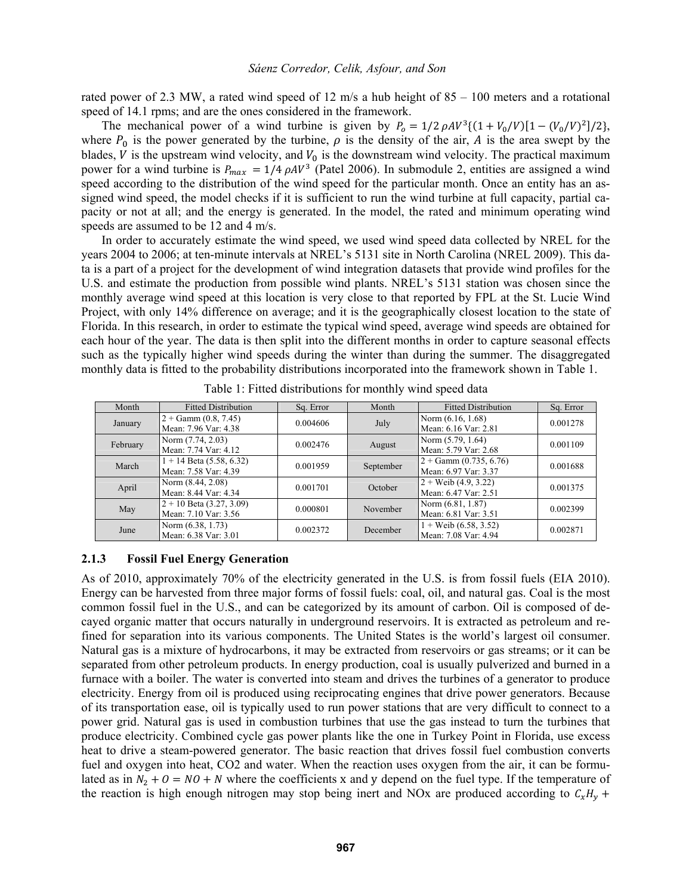rated power of 2.3 MW, a rated wind speed of 12 m/s a hub height of 85 – 100 meters and a rotational speed of 14.1 rpms; and are the ones considered in the framework.

The mechanical power of a wind turbine is given by $P_o = 1/2\,\rho A V^3\{(1 + V_0/V)[1 - (V_0/V)^2]/2\}$, where $P_0$ is the power generated by the turbine, $\rho$ is the density of the air, $A$ is the area swept by the blades, $V$ is the upstream wind velocity, and $V_0$ is the downstream wind velocity. The practical maximum power for a wind turbine is $P_{max} = 1/4\,\rho A V^3$ (Patel 2006). In submodule 2, entities are assigned a wind speed according to the distribution of the wind speed for the particular month. Once an entity has an assigned wind speed, the model checks if it is sufficient to run the wind turbine at full capacity, partial capacity or not at all; and the energy is generated. In the model, the rated and minimum operating wind speeds are assumed to be 12 and 4 m/s.

In order to accurately estimate the wind speed, we used wind speed data collected by NREL for the years 2004 to 2006; at ten-minute intervals at NREL's 5131 site in North Carolina (NREL 2009). This data is a part of a project for the development of wind integration datasets that provide wind profiles for the U.S. and estimate the production from possible wind plants. NREL's 5131 station was chosen since the monthly average wind speed at this location is very close to that reported by FPL at the St. Lucie Wind Project, with only 14% difference on average; and it is the geographically closest location to the state of Florida. In this research, in order to estimate the typical wind speed, average wind speeds are obtained for each hour of the year. The data is then split into the different months in order to capture seasonal effects such as the typically higher wind speeds during the winter than during the summer. The disaggregated monthly data is fitted to the probability distributions incorporated into the framework shown in Table 1.

Table 1: Fitted distributions for monthly wind speed data

| Month | Fitted Distribution | Sq. Error | Month | Fitted Distribution | Sq. Error |
|---|---|---|---|---|---|
| January | 2 + Gamm (0.8, 7.45) Mean: 7.96 Var: 4.38 | 0.004606 | July | Norm (6.16, 1.68) Mean: 6.16 Var: 2.81 | 0.001278 |
| February | Norm (7.74, 2.03) Mean: 7.74 Var: 4.12 | 0.002476 | August | Norm (5.79, 1.64) Mean: 5.79 Var: 2.68 | 0.001109 |
| March | 1 + 14 Beta (5.58, 6.32) Mean: 7.58 Var: 4.39 | 0.001959 | September | 2 + Gamm (0.735, 6.76) Mean: 6.97 Var: 3.37 | 0.001688 |
| April | Norm (8.44, 2.08) Mean: 8.44 Var: 4.34 | 0.001701 | October | 2 + Weib (4.9, 3.22) Mean: 6.47 Var: 2.51 | 0.001375 |
| May | 2 + 10 Beta (3.27, 3.09) Mean: 7.10 Var: 3.56 | 0.000801 | November | Norm (6.81, 1.87) Mean: 6.81 Var: 3.51 | 0.002399 |
| June | Norm (6.38, 1.73) Mean: 6.38 Var: 3.01 | 0.002372 | December | 1 + Weib (6.58, 3.52) Mean: 7.08 Var: 4.94 | 0.002871 |

### 2.1.3 Fossil Fuel Energy Generation

As of 2010, approximately 70% of the electricity generated in the U.S. is from fossil fuels (EIA 2010). Energy can be harvested from three major forms of fossil fuels: coal, oil, and natural gas. Coal is the most common fossil fuel in the U.S., and can be categorized by its amount of carbon. Oil is composed of decayed organic matter that occurs naturally in underground reservoirs. It is extracted as petroleum and refined for separation into its various components. The United States is the world's largest oil consumer. Natural gas is a mixture of hydrocarbons, it may be extracted from reservoirs or gas streams; or it can be separated from other petroleum products. In energy production, coal is usually pulverized and burned in a furnace with a boiler. The water is converted into steam and drives the turbines of a generator to produce electricity. Energy from oil is produced using reciprocating engines that drive power generators. Because of its transportation ease, oil is typically used to run power stations that are very difficult to connect to a power grid. Natural gas is used in combustion turbines that use the gas instead to turn the turbines that produce electricity. Combined cycle gas power plants like the one in Turkey Point in Florida, use excess heat to drive a steam-powered generator. The basic reaction that drives fossil fuel combustion converts fuel and oxygen into heat, CO2 and water. When the reaction uses oxygen from the air, it can be formulated as in $N_2 + O = NO + N$ where the coefficients x and y depend on the fuel type. If the temperature of the reaction is high enough nitrogen may stop being inert and NOx are produced according to $C_xH_y +$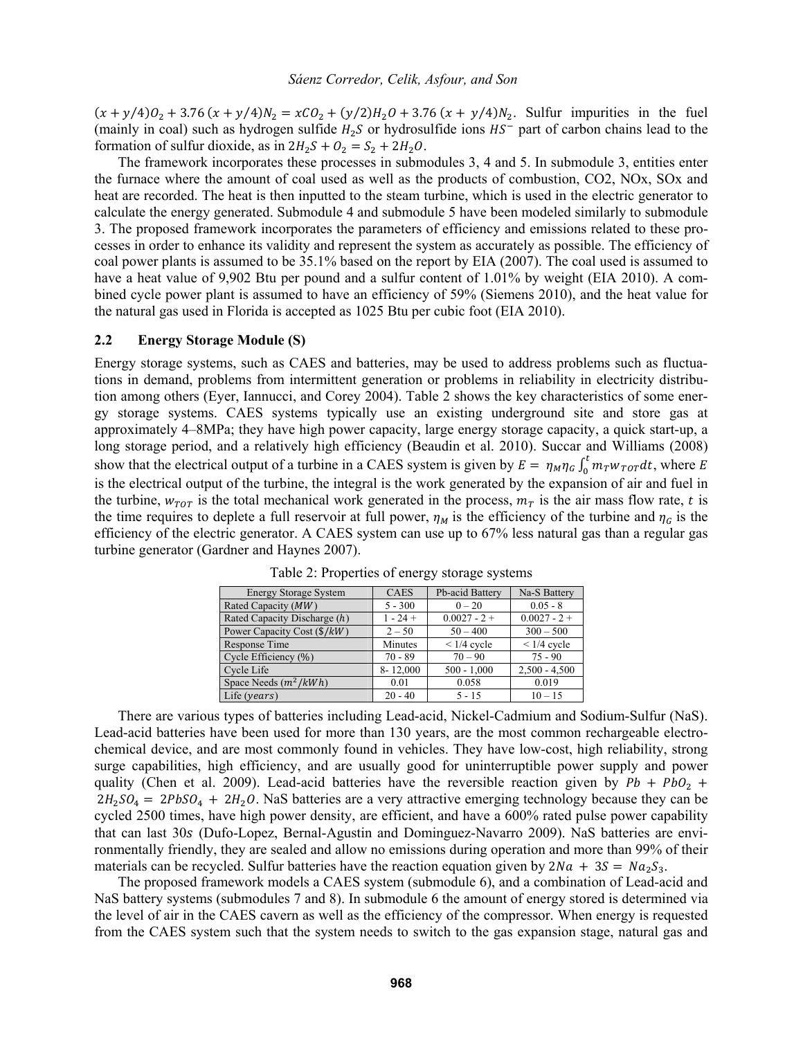$(x + y/4)O_2 + 3.76\,(x + y/4)N_2 = xCO_2 + (y/2)H_2O + 3.76\,(x + y/4)N_2$. Sulfur impurities in the fuel (mainly in coal) such as hydrogen sulfide $H_2S$ or hydrosulfide ions $HS^-$ part of carbon chains lead to the formation of sulfur dioxide, as in $2H_2S + O_2 = S_2 + 2H_2O$.

The framework incorporates these processes in submodules 3, 4 and 5. In submodule 3, entities enter the furnace where the amount of coal used as well as the products of combustion, CO2, NOx, SOx and heat are recorded. The heat is then inputted to the steam turbine, which is used in the electric generator to calculate the energy generated. Submodule 4 and submodule 5 have been modeled similarly to submodule 3. The proposed framework incorporates the parameters of efficiency and emissions related to these processes in order to enhance its validity and represent the system as accurately as possible. The efficiency of coal power plants is assumed to be 35.1% based on the report by EIA (2007). The coal used is assumed to have a heat value of 9,902 Btu per pound and a sulfur content of 1.01% by weight (EIA 2010). A combined cycle power plant is assumed to have an efficiency of 59% (Siemens 2010), and the heat value for the natural gas used in Florida is accepted as 1025 Btu per cubic foot (EIA 2010).

## 2.2 Energy Storage Module (S)

Energy storage systems, such as CAES and batteries, may be used to address problems such as fluctuations in demand, problems from intermittent generation or problems in reliability in electricity distribution among others (Eyer, Iannucci, and Corey 2004). Table 2 shows the key characteristics of some energy storage systems. CAES systems typically use an existing underground site and store gas at approximately 4–8MPa; they have high power capacity, large energy storage capacity, a quick start-up, a long storage period, and a relatively high efficiency (Beaudin et al. 2010). Succar and Williams (2008) show that the electrical output of a turbine in a CAES system is given by $E = \eta_M \eta_G \int_0^t m_T w_{TOT} dt$, where $E$ is the electrical output of the turbine, the integral is the work generated by the expansion of air and fuel in the turbine, $w_{TOT}$ is the total mechanical work generated in the process, $m_T$ is the air mass flow rate, $t$ is the time requires to deplete a full reservoir at full power, $\eta_M$ is the efficiency of the turbine and $\eta_G$ is the efficiency of the electric generator. A CAES system can use up to 67% less natural gas than a regular gas turbine generator (Gardner and Haynes 2007).

Table 2: Properties of energy storage systems

| Energy Storage System | CAES | Pb-acid Battery | Na-S Battery |
|---|---|---|---|
| Rated Capacity ($MW$) | 5 - 300 | 0 – 20 | 0.05 - 8 |
| Rated Capacity Discharge ($h$) | 1 - 24 + | 0.0027 - 2 + | 0.0027 - 2 + |
| Power Capacity Cost ($\$/kW$) | 2 – 50 | 50 – 400 | 300 – 500 |
| Response Time | Minutes | < 1/4 cycle | < 1/4 cycle |
| Cycle Efficiency (%) | 70 - 89 | 70 – 90 | 75 - 90 |
| Cycle Life | 8- 12,000 | 500 - 1,000 | 2,500 - 4,500 |
| Space Needs ($m^2/kWh$) | 0.01 | 0.058 | 0.019 |
| Life ($years$) | 20 - 40 | 5 - 15 | 10 – 15 |

There are various types of batteries including Lead-acid, Nickel-Cadmium and Sodium-Sulfur (NaS). Lead-acid batteries have been used for more than 130 years, are the most common rechargeable electrochemical device, and are most commonly found in vehicles. They have low-cost, high reliability, strong surge capabilities, high efficiency, and are usually good for uninterruptible power supply and power quality (Chen et al. 2009). Lead-acid batteries have the reversible reaction given by $Pb + PbO_2 + 2H_2SO_4 = 2PbSO_4 + 2H_2O$. NaS batteries are a very attractive emerging technology because they can be cycled 2500 times, have high power density, are efficient, and have a 600% rated pulse power capability that can last 30$s$ (Dufo-Lopez, Bernal-Agustin and Dominguez-Navarro 2009). NaS batteries are environmentally friendly, they are sealed and allow no emissions during operation and more than 99% of their materials can be recycled. Sulfur batteries have the reaction equation given by $2Na + 3S = Na_2S_3$.

The proposed framework models a CAES system (submodule 6), and a combination of Lead-acid and NaS battery systems (submodules 7 and 8). In submodule 6 the amount of energy stored is determined via the level of air in the CAES cavern as well as the efficiency of the compressor. When energy is requested from the CAES system such that the system needs to switch to the gas expansion stage, natural gas and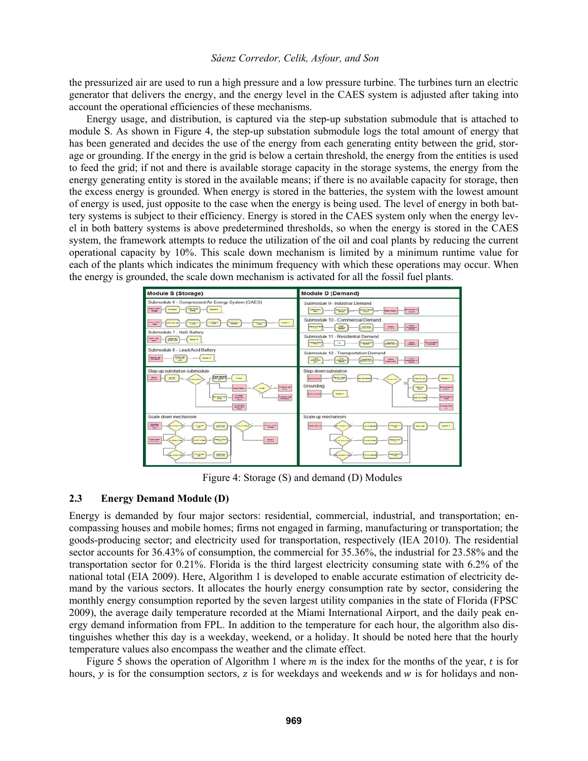the pressurized air are used to run a high pressure and a low pressure turbine. The turbines turn an electric generator that delivers the energy, and the energy level in the CAES system is adjusted after taking into account the operational efficiencies of these mechanisms.

Energy usage, and distribution, is captured via the step-up substation submodule that is attached to module S. As shown in Figure 4, the step-up substation submodule logs the total amount of energy that has been generated and decides the use of the energy from each generating entity between the grid, storage or grounding. If the energy in the grid is below a certain threshold, the energy from the entities is used to feed the grid; if not and there is available storage capacity in the storage systems, the energy from the energy generating entity is stored in the available means; if there is no available capacity for storage, then the excess energy is grounded. When energy is stored in the batteries, the system with the lowest amount of energy is used, just opposite to the case when the energy is being used. The level of energy in both battery systems is subject to their efficiency. Energy is stored in the CAES system only when the energy level in both battery systems is above predetermined thresholds, so when the energy is stored in the CAES system, the framework attempts to reduce the utilization of the oil and coal plants by reducing the current operational capacity by 10%. This scale down mechanism is limited by a minimum runtime value for each of the plants which indicates the minimum frequency with which these operations may occur. When the energy is grounded, the scale down mechanism is activated for all the fossil fuel plants.

Figure 4: Storage (S) and demand (D) Modules

### 2.3 Energy Demand Module (D)

Energy is demanded by four major sectors: residential, commercial, industrial, and transportation; encompassing houses and mobile homes; firms not engaged in farming, manufacturing or transportation; the goods-producing sector; and electricity used for transportation, respectively (IEA 2010). The residential sector accounts for 36.43% of consumption, the commercial for 35.36%, the industrial for 23.58% and the transportation sector for 0.21%. Florida is the third largest electricity consuming state with 6.2% of the national total (EIA 2009). Here, Algorithm 1 is developed to enable accurate estimation of electricity demand by the various sectors. It allocates the hourly energy consumption rate by sector, considering the monthly energy consumption reported by the seven largest utility companies in the state of Florida (FPSC 2009), the average daily temperature recorded at the Miami International Airport, and the daily peak energy demand information from FPL. In addition to the temperature for each hour, the algorithm also distinguishes whether this day is a weekday, weekend, or a holiday. It should be noted here that the hourly temperature values also encompass the weather and the climate effect.

Figure 5 shows the operation of Algorithm 1 where $m$ is the index for the months of the year, $t$ is for hours, $y$ is for the consumption sectors, $z$ is for weekdays and weekends and $w$ is for holidays and non-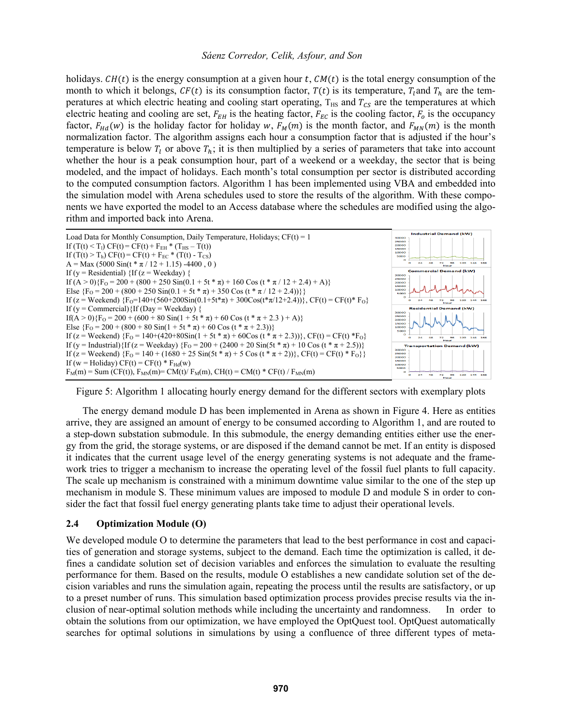holidays. $CH(t)$ is the energy consumption at a given hour $t$, $CM(t)$ is the total energy consumption of the month to which it belongs, $CF(t)$ is its consumption factor, $T(t)$ is its temperature, $T_l$ and $T_h$ are the temperatures at which electric heating and cooling start operating, $T_{HS}$ and $T_{CS}$ are the temperatures at which electric heating and cooling are set, $F_{EH}$ is the heating factor, $F_{EC}$ is the cooling factor, $F_o$ is the occupancy factor, $F_{Hd}(w)$ is the holiday factor for holiday $w$, $F_M(m)$ is the month factor, and $F_{MN}(m)$ is the month normalization factor. The algorithm assigns each hour a consumption factor that is adjusted if the hour's temperature is below $T_l$ or above $T_h$; it is then multiplied by a series of parameters that take into account whether the hour is a peak consumption hour, part of a weekend or a weekday, the sector that is being modeled, and the impact of holidays. Each month's total consumption per sector is distributed according to the computed consumption factors. Algorithm 1 has been implemented using VBA and embedded into the simulation model with Arena schedules used to store the results of the algorithm. With these components we have exported the model to an Access database where the schedules are modified using the algorithm and imported back into Arena.

```
Load Data for Monthly Consumption, Daily Temperature, Holidays; CF(t) = 1
If (T(t) < Tl) CF(t) = CF(t) + FEH * (THS – T(t))
If (T(t) > Th) CF(t) = CF(t) + FEC * (T(t) - TCS)
A = Max (5000 Sin(t * π / 12 + 1.15) -4400 , 0 )
If (y = Residential) {If (z = Weekday) {
If (A > 0){FO = 200 + (800 + 250 Sin(0.1 + 5t * π) + 160 Cos (t * π / 12 + 2.4) + A)}
Else {FO = 200 + (800 + 250 Sin(0.1 + 5t * π) + 350 Cos (t * π / 12 + 2.4))}}
If (z = Weekend) {FO=140+(560+200Sin(0.1+5t*π) + 300Cos(t*π/12+2.4))}, CF(t) = CF(t)* FO}
If (y = Commercial){If (Day = Weekday) {
If(A > 0){FO = 200 + (600 + 80 Sin(1 + 5t * π) + 60 Cos (t * π + 2.3 ) + A)}
Else {FO = 200 + (800 + 80 Sin(1 + 5t * π) + 60 Cos (t * π + 2.3))}
If (z = Weekend) {FO = 140+(420+80Sin(1 + 5t * π) + 60Cos (t * π + 2.3))}, CF(t) = CF(t) *FO}
If (y = Industrial){If (z = Weekday) {FO = 200 + (2400 + 20 Sin(5t * π) + 10 Cos (t * π + 2.5))}
If (z = Weekend) {FO = 140 + (1680 + 25 Sin(5t * π) + 5 Cos (t * π + 2))}, CF(t) = CF(t) * FO}}
If (w = Holiday) CF(t) = CF(t) * FHd(w)
FM(m) = Sum (CF(t)), FMN(m)= CM(t)/ FM(m), CH(t) = CM(t) * CF(t) / FMN(m)
```

Industrial Demand (kW)
30000
25000
20000
15000
10000
5000
0
0 24 48 72 96 120 144 168
Hour

Commercial Demand (kW)
30000
25000
20000
15000
10000
5000
0
0 24 48 72 96 120 144 168
Hour

Residential Demand (kW)
30000
25000
20000
15000
10000
5000
0
0 24 48 72 96 120 144 168
Hour

Transportation Demand (kW)
30000
25000
20000
15000
10000
5000
0
0 24 48 72 96 120 144 168
Hour

Figure 5: Algorithm 1 allocating hourly energy demand for the different sectors with exemplary plots

The energy demand module D has been implemented in Arena as shown in Figure 4. Here as entities arrive, they are assigned an amount of energy to be consumed according to Algorithm 1, and are routed to a step-down substation submodule. In this submodule, the energy demanding entities either use the energy from the grid, the storage systems, or are disposed if the demand cannot be met. If an entity is disposed it indicates that the current usage level of the energy generating systems is not adequate and the framework tries to trigger a mechanism to increase the operating level of the fossil fuel plants to full capacity. The scale up mechanism is constrained with a minimum downtime value similar to the one of the step up mechanism in module S. These minimum values are imposed to module D and module S in order to consider the fact that fossil fuel energy generating plants take time to adjust their operational levels.

### 2.4 Optimization Module (O)

We developed module O to determine the parameters that lead to the best performance in cost and capacities of generation and storage systems, subject to the demand. Each time the optimization is called, it defines a candidate solution set of decision variables and enforces the simulation to evaluate the resulting performance for them. Based on the results, module O establishes a new candidate solution set of the decision variables and runs the simulation again, repeating the process until the results are satisfactory, or up to a preset number of runs. This simulation based optimization process provides precise results via the inclusion of near-optimal solution methods while including the uncertainty and randomness. In order to obtain the solutions from our optimization, we have employed the OptQuest tool. OptQuest automatically searches for optimal solutions in simulations by using a confluence of three different types of meta-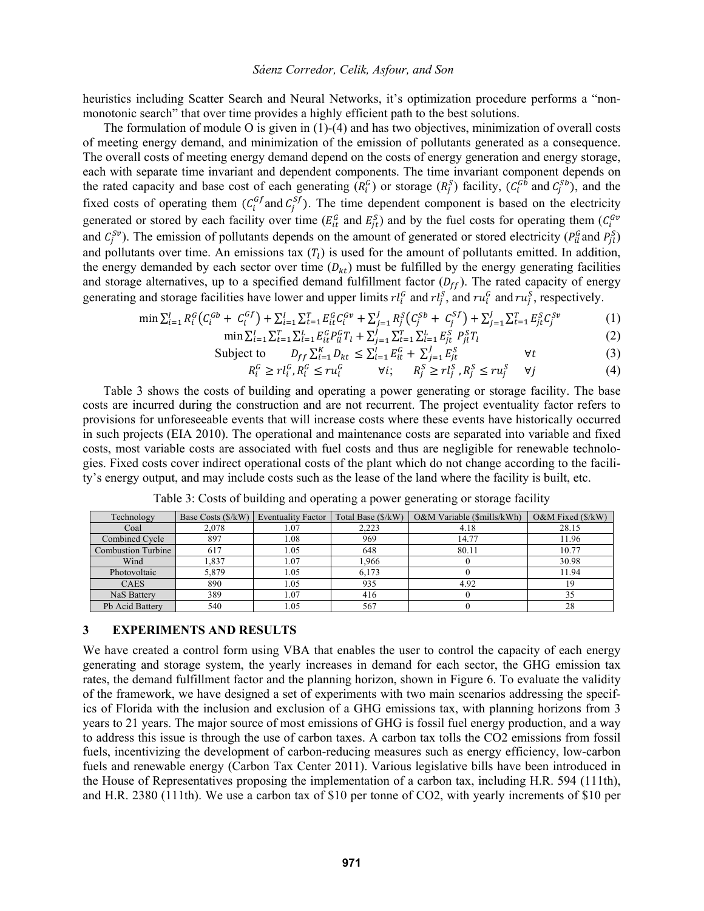heuristics including Scatter Search and Neural Networks, it's optimization procedure performs a "non-monotonic search" that over time provides a highly efficient path to the best solutions.

The formulation of module O is given in (1)-(4) and has two objectives, minimization of overall costs of meeting energy demand, and minimization of the emission of pollutants generated as a consequence. The overall costs of meeting energy demand depend on the costs of energy generation and energy storage, each with separate time invariant and dependent components. The time invariant component depends on the rated capacity and base cost of each generating ($R_i^G$) or storage ($R_j^S$) facility, ($C_i^{Gb}$ and $C_j^{Sb}$), and the fixed costs of operating them ($C_i^{Gf}$ and $C_j^{Sf}$). The time dependent component is based on the electricity generated or stored by each facility over time ($E_{it}^G$ and $E_{jt}^S$) and by the fuel costs for operating them ($C_i^{Gv}$ and $C_j^{Sv}$). The emission of pollutants depends on the amount of generated or stored electricity ($P_{il}^G$ and $P_{jl}^S$) and pollutants over time. An emissions tax ($T_l$) is used for the amount of pollutants emitted. In addition, the energy demanded by each sector over time ($D_{kt}$) must be fulfilled by the energy generating facilities and storage alternatives, up to a specified demand fulfillment factor ($D_{ff}$). The rated capacity of energy generating and storage facilities have lower and upper limits $rl_i^G$ and $rl_j^S$, and $ru_i^G$ and $ru_j^S$, respectively.

$$\min \sum_{i=1}^{I} R_i^G\left(C_i^{Gb} + C_i^{Gf}\right) + \sum_{i=1}^{I}\sum_{t=1}^{T} E_{it}^G C_i^{Gv} + \sum_{j=1}^{J} R_j^S\left(C_j^{Sb} + C_j^{Sf}\right) + \sum_{j=1}^{J}\sum_{t=1}^{T} E_{jt}^S C_j^{Sv} \quad (1)$$

$$\min \sum_{i=1}^{I}\sum_{t=1}^{T}\sum_{l=1}^{L} E_{it}^G P_{il}^G T_l + \sum_{j=1}^{J}\sum_{t=1}^{T}\sum_{l=1}^{L} E_{jt}^S\ P_{jl}^S T_l \quad (2)$$

$$\text{Subject to} \qquad D_{ff}\sum_{k=1}^{K} D_{kt} \leq \sum_{i=1}^{I} E_{it}^G + \sum_{j=1}^{J} E_{jt}^S \qquad \forall t \quad (3)$$

$$R_i^G \geq rl_i^G, R_i^G \leq ru_i^G \qquad \forall i; \qquad R_j^S \geq rl_j^S, R_j^S \leq ru_j^S \qquad \forall j \quad (4)$$

Table 3 shows the costs of building and operating a power generating or storage facility. The base costs are incurred during the construction and are not recurrent. The project eventuality factor refers to provisions for unforeseeable events that will increase costs where these events have historically occurred in such projects (EIA 2010). The operational and maintenance costs are separated into variable and fixed costs, most variable costs are associated with fuel costs and thus are negligible for renewable technologies. Fixed costs cover indirect operational costs of the plant which do not change according to the facility's energy output, and may include costs such as the lease of the land where the facility is built, etc.

Table 3: Costs of building and operating a power generating or storage facility

| Technology | Base Costs ($/kW) | Eventuality Factor | Total Base ($/kW) | O&M Variable ($mills/kWh) | O&M Fixed ($/kW) |
|---|---|---|---|---|---|
| Coal | 2,078 | 1.07 | 2,223 | 4.18 | 28.15 |
| Combined Cycle | 897 | 1.08 | 969 | 14.77 | 11.96 |
| Combustion Turbine | 617 | 1.05 | 648 | 80.11 | 10.77 |
| Wind | 1,837 | 1.07 | 1,966 | 0 | 30.98 |
| Photovoltaic | 5,879 | 1.05 | 6,173 | 0 | 11.94 |
| CAES | 890 | 1.05 | 935 | 4.92 | 19 |
| NaS Battery | 389 | 1.07 | 416 | 0 | 35 |
| Pb Acid Battery | 540 | 1.05 | 567 | 0 | 28 |

## 3 EXPERIMENTS AND RESULTS

We have created a control form using VBA that enables the user to control the capacity of each energy generating and storage system, the yearly increases in demand for each sector, the GHG emission tax rates, the demand fulfillment factor and the planning horizon, shown in Figure 6. To evaluate the validity of the framework, we have designed a set of experiments with two main scenarios addressing the specifics of Florida with the inclusion and exclusion of a GHG emissions tax, with planning horizons from 3 years to 21 years. The major source of most emissions of GHG is fossil fuel energy production, and a way to address this issue is through the use of carbon taxes. A carbon tax tolls the $CO_2$ emissions from fossil fuels, incentivizing the development of carbon-reducing measures such as energy efficiency, low-carbon fuels and renewable energy (Carbon Tax Center 2011). Various legislative bills have been introduced in the House of Representatives proposing the implementation of a carbon tax, including H.R. 594 (111th), and H.R. 2380 (111th). We use a carbon tax of $10 per tonne of $CO_2$, with yearly increments of $10 per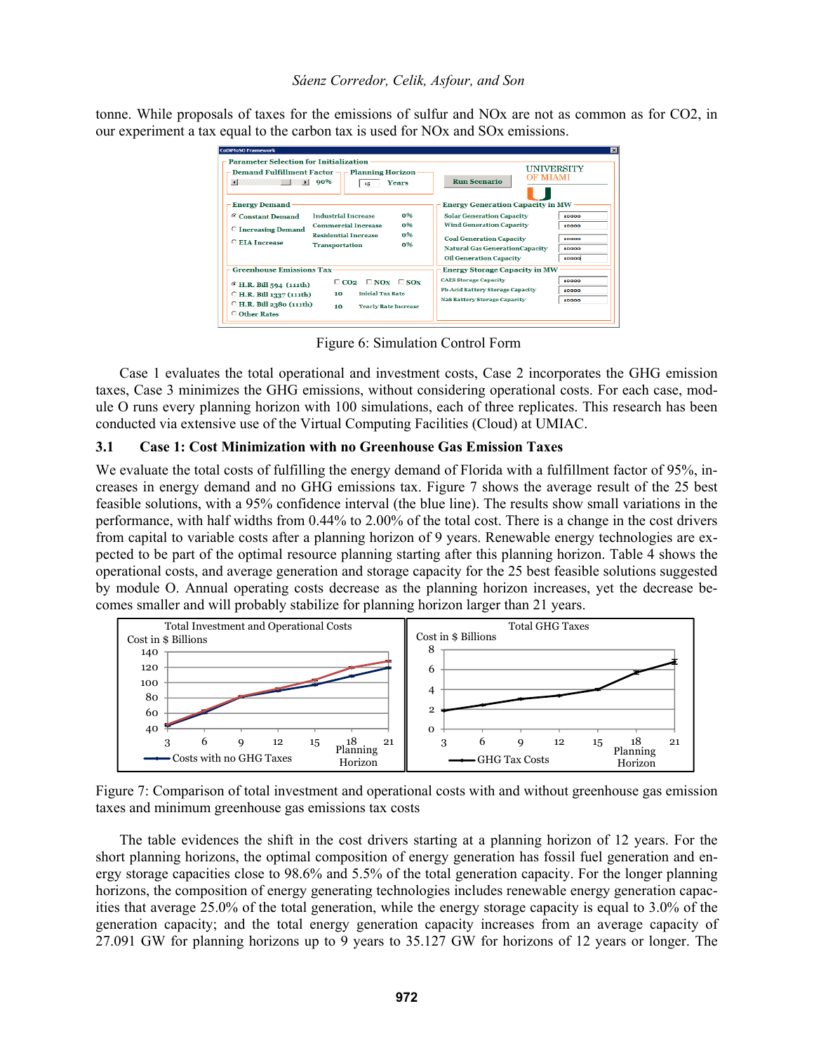tonne. While proposals of taxes for the emissions of sulfur and NOx are not as common as for CO2, in our experiment a tax equal to the carbon tax is used for NOx and SOx emissions.

Figure 6: Simulation Control Form

Case 1 evaluates the total operational and investment costs, Case 2 incorporates the GHG emission taxes, Case 3 minimizes the GHG emissions, without considering operational costs. For each case, module O runs every planning horizon with 100 simulations, each of three replicates. This research has been conducted via extensive use of the Virtual Computing Facilities (Cloud) at UMIAC.

### 3.1 Case 1: Cost Minimization with no Greenhouse Gas Emission Taxes

We evaluate the total costs of fulfilling the energy demand of Florida with a fulfillment factor of 95%, increases in energy demand and no GHG emissions tax. Figure 7 shows the average result of the 25 best feasible solutions, with a 95% confidence interval (the blue line). The results show small variations in the performance, with half widths from 0.44% to 2.00% of the total cost. There is a change in the cost drivers from capital to variable costs after a planning horizon of 9 years. Renewable energy technologies are expected to be part of the optimal resource planning starting after this planning horizon. Table 4 shows the operational costs, and average generation and storage capacity for the 25 best feasible solutions suggested by module O. Annual operating costs decrease as the planning horizon increases, yet the decrease becomes smaller and will probably stabilize for planning horizon larger than 21 years.

Figure 7: Comparison of total investment and operational costs with and without greenhouse gas emission taxes and minimum greenhouse gas emissions tax costs

The table evidences the shift in the cost drivers starting at a planning horizon of 12 years. For the short planning horizons, the optimal composition of energy generation has fossil fuel generation and energy storage capacities close to 98.6% and 5.5% of the total generation capacity. For the longer planning horizons, the composition of energy generating technologies includes renewable energy generation capacities that average 25.0% of the total generation, while the energy storage capacity is equal to 3.0% of the generation capacity; and the total energy generation capacity increases from an average capacity of 27.091 GW for planning horizons up to 9 years to 35.127 GW for horizons of 12 years or longer. The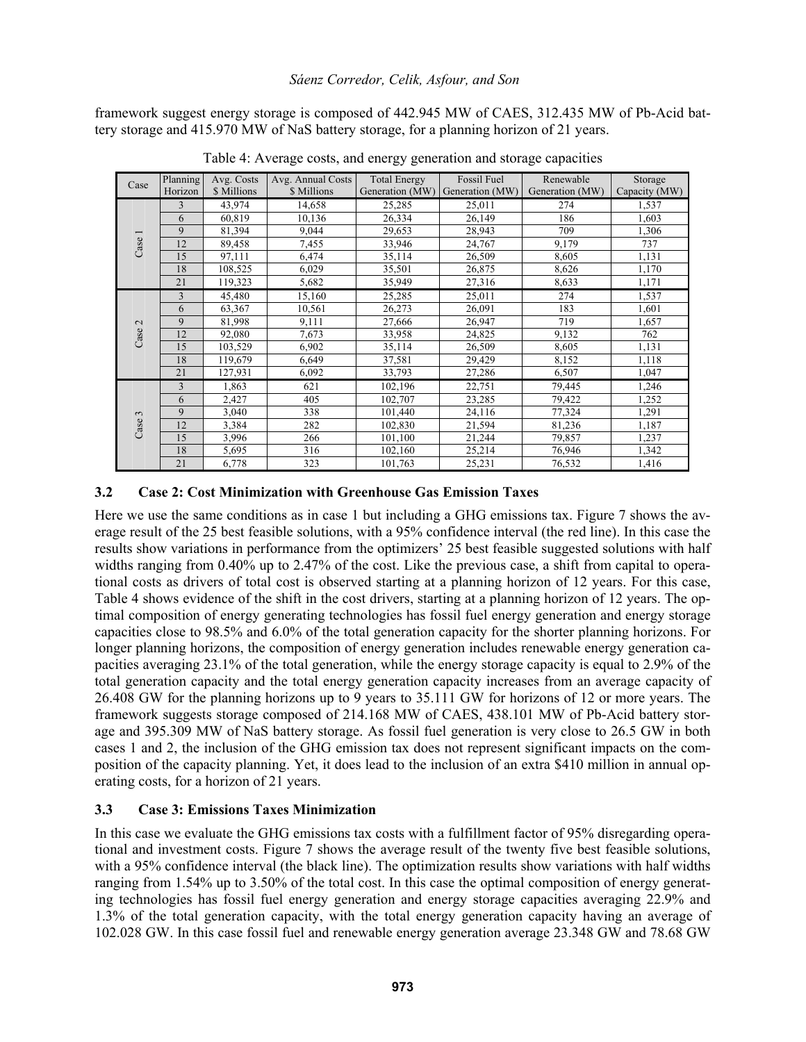framework suggest energy storage is composed of 442.945 MW of CAES, 312.435 MW of Pb-Acid battery storage and 415.970 MW of NaS battery storage, for a planning horizon of 21 years.

Table 4: Average costs, and energy generation and storage capacities

| Case | Planning Horizon | Avg. Costs \$ Millions | Avg. Annual Costs \$ Millions | Total Energy Generation (MW) | Fossil Fuel Generation (MW) | Renewable Generation (MW) | Storage Capacity (MW) |
|---|---|---|---|---|---|---|---|
| Case 1 | 3 | 43,974 | 14,658 | 25,285 | 25,011 | 274 | 1,537 |
| | 6 | 60,819 | 10,136 | 26,334 | 26,149 | 186 | 1,603 |
| | 9 | 81,394 | 9,044 | 29,653 | 28,943 | 709 | 1,306 |
| | 12 | 89,458 | 7,455 | 33,946 | 24,767 | 9,179 | 737 |
| | 15 | 97,111 | 6,474 | 35,114 | 26,509 | 8,605 | 1,131 |
| | 18 | 108,525 | 6,029 | 35,501 | 26,875 | 8,626 | 1,170 |
| | 21 | 119,323 | 5,682 | 35,949 | 27,316 | 8,633 | 1,171 |
| Case 2 | 3 | 45,480 | 15,160 | 25,285 | 25,011 | 274 | 1,537 |
| | 6 | 63,367 | 10,561 | 26,273 | 26,091 | 183 | 1,601 |
| | 9 | 81,998 | 9,111 | 27,666 | 26,947 | 719 | 1,657 |
| | 12 | 92,080 | 7,673 | 33,958 | 24,825 | 9,132 | 762 |
| | 15 | 103,529 | 6,902 | 35,114 | 26,509 | 8,605 | 1,131 |
| | 18 | 119,679 | 6,649 | 37,581 | 29,429 | 8,152 | 1,118 |
| | 21 | 127,931 | 6,092 | 33,793 | 27,286 | 6,507 | 1,047 |
| Case 3 | 3 | 1,863 | 621 | 102,196 | 22,751 | 79,445 | 1,246 |
| | 6 | 2,427 | 405 | 102,707 | 23,285 | 79,422 | 1,252 |
| | 9 | 3,040 | 338 | 101,440 | 24,116 | 77,324 | 1,291 |
| | 12 | 3,384 | 282 | 102,830 | 21,594 | 81,236 | 1,187 |
| | 15 | 3,996 | 266 | 101,100 | 21,244 | 79,857 | 1,237 |
| | 18 | 5,695 | 316 | 102,160 | 25,214 | 76,946 | 1,342 |
| | 21 | 6,778 | 323 | 101,763 | 25,231 | 76,532 | 1,416 |

### 3.2 Case 2: Cost Minimization with Greenhouse Gas Emission Taxes

Here we use the same conditions as in case 1 but including a GHG emissions tax. Figure 7 shows the average result of the 25 best feasible solutions, with a 95% confidence interval (the red line). In this case the results show variations in performance from the optimizers' 25 best feasible suggested solutions with half widths ranging from 0.40% up to 2.47% of the cost. Like the previous case, a shift from capital to operational costs as drivers of total cost is observed starting at a planning horizon of 12 years. For this case, Table 4 shows evidence of the shift in the cost drivers, starting at a planning horizon of 12 years. The optimal composition of energy generating technologies has fossil fuel energy generation and energy storage capacities close to 98.5% and 6.0% of the total generation capacity for the shorter planning horizons. For longer planning horizons, the composition of energy generation includes renewable energy generation capacities averaging 23.1% of the total generation, while the energy storage capacity is equal to 2.9% of the total generation capacity and the total energy generation capacity increases from an average capacity of 26.408 GW for the planning horizons up to 9 years to 35.111 GW for horizons of 12 or more years. The framework suggests storage composed of 214.168 MW of CAES, 438.101 MW of Pb-Acid battery storage and 395.309 MW of NaS battery storage. As fossil fuel generation is very close to 26.5 GW in both cases 1 and 2, the inclusion of the GHG emission tax does not represent significant impacts on the composition of the capacity planning. Yet, it does lead to the inclusion of an extra \$410 million in annual operating costs, for a horizon of 21 years.

### 3.3 Case 3: Emissions Taxes Minimization

In this case we evaluate the GHG emissions tax costs with a fulfillment factor of 95% disregarding operational and investment costs. Figure 7 shows the average result of the twenty five best feasible solutions, with a 95% confidence interval (the black line). The optimization results show variations with half widths ranging from 1.54% up to 3.50% of the total cost. In this case the optimal composition of energy generating technologies has fossil fuel energy generation and energy storage capacities averaging 22.9% and 1.3% of the total generation capacity, with the total energy generation capacity having an average of 102.028 GW. In this case fossil fuel and renewable energy generation average 23.348 GW and 78.68 GW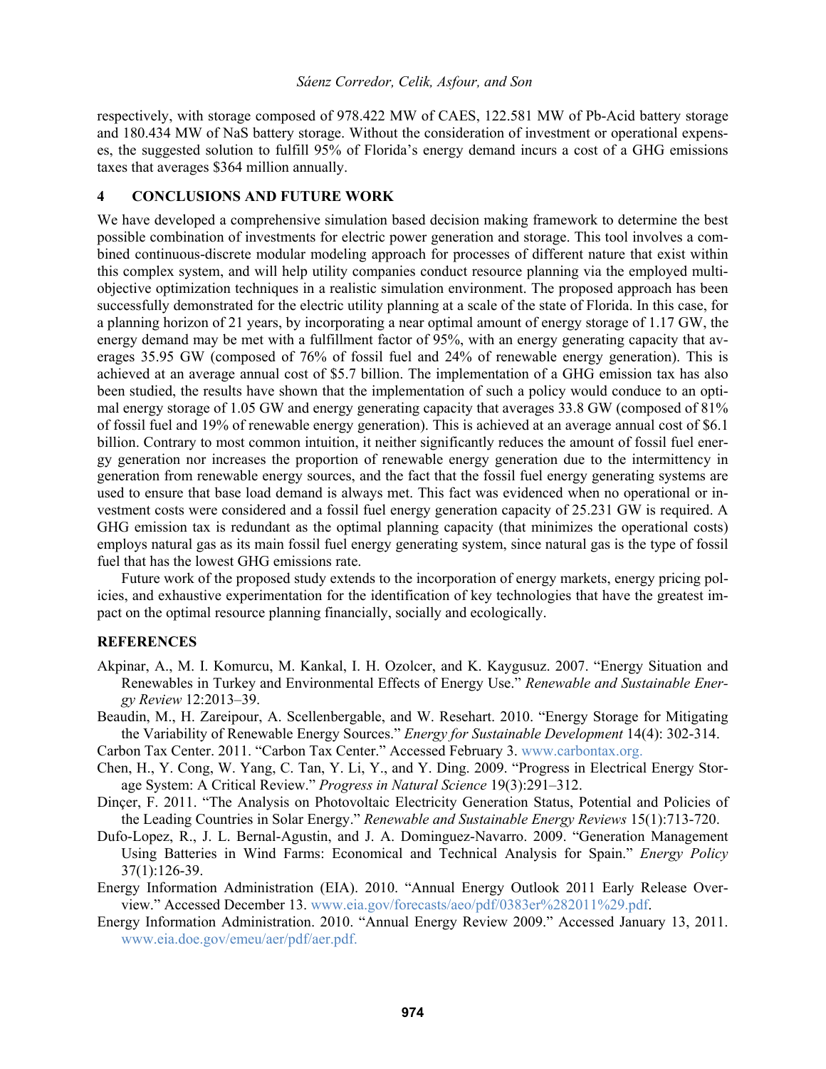respectively, with storage composed of 978.422 MW of CAES, 122.581 MW of Pb-Acid battery storage and 180.434 MW of NaS battery storage. Without the consideration of investment or operational expenses, the suggested solution to fulfill 95% of Florida's energy demand incurs a cost of a GHG emissions taxes that averages \$364 million annually.

## 4 CONCLUSIONS AND FUTURE WORK

We have developed a comprehensive simulation based decision making framework to determine the best possible combination of investments for electric power generation and storage. This tool involves a combined continuous-discrete modular modeling approach for processes of different nature that exist within this complex system, and will help utility companies conduct resource planning via the employed multi-objective optimization techniques in a realistic simulation environment. The proposed approach has been successfully demonstrated for the electric utility planning at a scale of the state of Florida. In this case, for a planning horizon of 21 years, by incorporating a near optimal amount of energy storage of 1.17 GW, the energy demand may be met with a fulfillment factor of 95%, with an energy generating capacity that averages 35.95 GW (composed of 76% of fossil fuel and 24% of renewable energy generation). This is achieved at an average annual cost of \$5.7 billion. The implementation of a GHG emission tax has also been studied, the results have shown that the implementation of such a policy would conduce to an optimal energy storage of 1.05 GW and energy generating capacity that averages 33.8 GW (composed of 81% of fossil fuel and 19% of renewable energy generation). This is achieved at an average annual cost of \$6.1 billion. Contrary to most common intuition, it neither significantly reduces the amount of fossil fuel energy generation nor increases the proportion of renewable energy generation due to the intermittency in generation from renewable energy sources, and the fact that the fossil fuel energy generating systems are used to ensure that base load demand is always met. This fact was evidenced when no operational or investment costs were considered and a fossil fuel energy generation capacity of 25.231 GW is required. A GHG emission tax is redundant as the optimal planning capacity (that minimizes the operational costs) employs natural gas as its main fossil fuel energy generating system, since natural gas is the type of fossil fuel that has the lowest GHG emissions rate.

Future work of the proposed study extends to the incorporation of energy markets, energy pricing policies, and exhaustive experimentation for the identification of key technologies that have the greatest impact on the optimal resource planning financially, socially and ecologically.

## REFERENCES

Akpinar, A., M. I. Komurcu, M. Kankal, I. H. Ozolcer, and K. Kaygusuz. 2007. "Energy Situation and Renewables in Turkey and Environmental Effects of Energy Use." *Renewable and Sustainable Energy Review* 12:2013–39.

Beaudin, M., H. Zareipour, A. Scellenbergable, and W. Resehart. 2010. "Energy Storage for Mitigating the Variability of Renewable Energy Sources." *Energy for Sustainable Development* 14(4): 302-314.

Carbon Tax Center. 2011. "Carbon Tax Center." Accessed February 3. www.carbontax.org.

Chen, H., Y. Cong, W. Yang, C. Tan, Y. Li, Y., and Y. Ding. 2009. "Progress in Electrical Energy Storage System: A Critical Review." *Progress in Natural Science* 19(3):291–312.

Dinçer, F. 2011. "The Analysis on Photovoltaic Electricity Generation Status, Potential and Policies of the Leading Countries in Solar Energy." *Renewable and Sustainable Energy Reviews* 15(1):713-720.

Dufo-Lopez, R., J. L. Bernal-Agustin, and J. A. Dominguez-Navarro. 2009. "Generation Management Using Batteries in Wind Farms: Economical and Technical Analysis for Spain." *Energy Policy* 37(1):126-39.

Energy Information Administration (EIA). 2010. "Annual Energy Outlook 2011 Early Release Overview." Accessed December 13. www.eia.gov/forecasts/aeo/pdf/0383er%282011%29.pdf.

Energy Information Administration. 2010. "Annual Energy Review 2009." Accessed January 13, 2011. www.eia.doe.gov/emeu/aer/pdf/aer.pdf.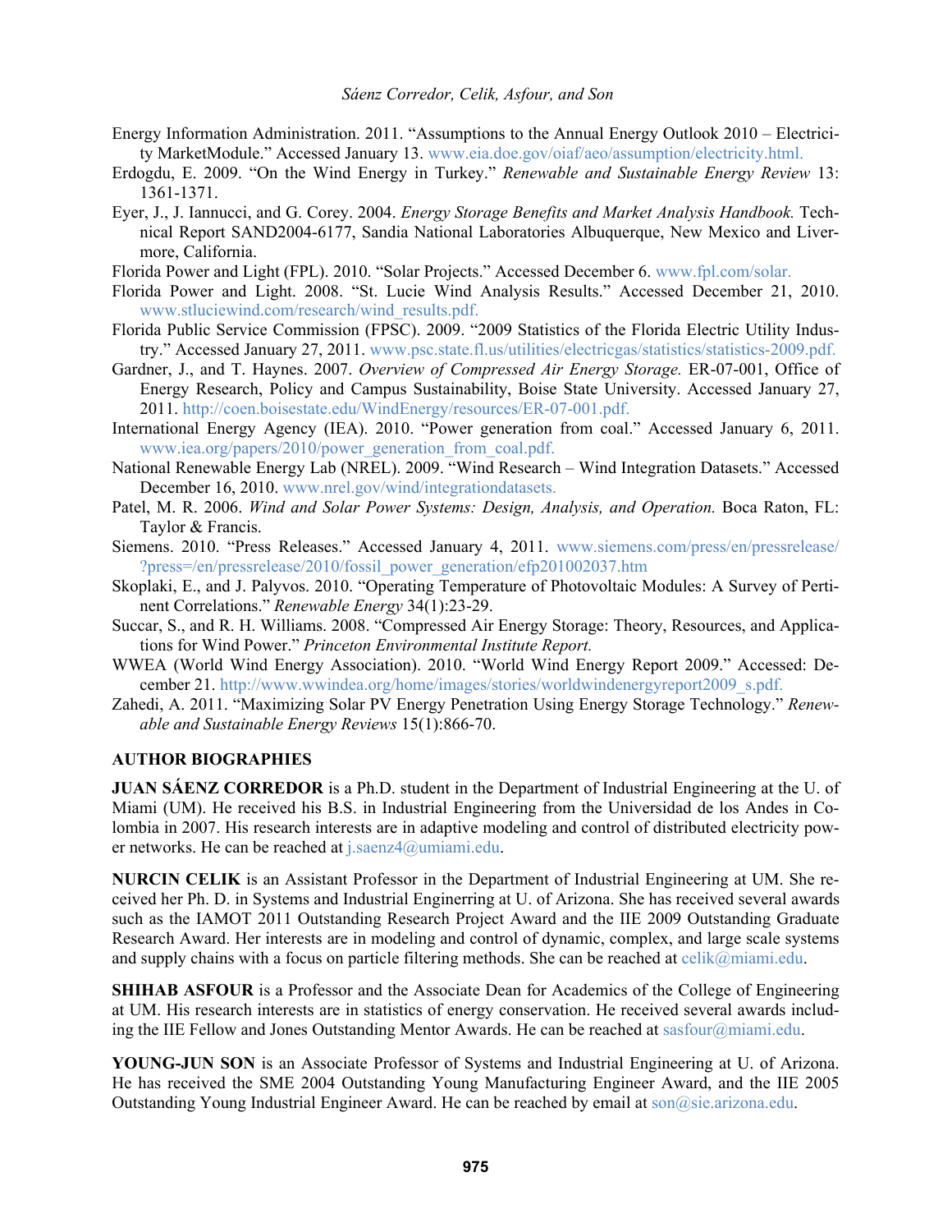Energy Information Administration. 2011. "Assumptions to the Annual Energy Outlook 2010 – Electricity MarketModule." Accessed January 13. www.eia.doe.gov/oiaf/aeo/assumption/electricity.html.

Erdogdu, E. 2009. "On the Wind Energy in Turkey." *Renewable and Sustainable Energy Review* 13: 1361-1371.

Eyer, J., J. Iannucci, and G. Corey. 2004. *Energy Storage Benefits and Market Analysis Handbook.* Technical Report SAND2004-6177, Sandia National Laboratories Albuquerque, New Mexico and Livermore, California.

Florida Power and Light (FPL). 2010. "Solar Projects." Accessed December 6. www.fpl.com/solar.

Florida Power and Light. 2008. "St. Lucie Wind Analysis Results." Accessed December 21, 2010. www.stluciewind.com/research/wind_results.pdf.

Florida Public Service Commission (FPSC). 2009. "2009 Statistics of the Florida Electric Utility Industry." Accessed January 27, 2011. www.psc.state.fl.us/utilities/electricgas/statistics/statistics-2009.pdf.

Gardner, J., and T. Haynes. 2007. *Overview of Compressed Air Energy Storage.* ER-07-001, Office of Energy Research, Policy and Campus Sustainability, Boise State University. Accessed January 27, 2011. http://coen.boisestate.edu/WindEnergy/resources/ER-07-001.pdf.

International Energy Agency (IEA). 2010. "Power generation from coal." Accessed January 6, 2011. www.iea.org/papers/2010/power_generation_from_coal.pdf.

National Renewable Energy Lab (NREL). 2009. "Wind Research – Wind Integration Datasets." Accessed December 16, 2010. www.nrel.gov/wind/integrationdatasets.

Patel, M. R. 2006. *Wind and Solar Power Systems: Design, Analysis, and Operation.* Boca Raton, FL: Taylor & Francis.

Siemens. 2010. "Press Releases." Accessed January 4, 2011. www.siemens.com/press/en/pressrelease/?press=/en/pressrelease/2010/fossil_power_generation/efp201002037.htm

Skoplaki, E., and J. Palyvos. 2010. "Operating Temperature of Photovoltaic Modules: A Survey of Pertinent Correlations." *Renewable Energy* 34(1):23-29.

Succar, S., and R. H. Williams. 2008. "Compressed Air Energy Storage: Theory, Resources, and Applications for Wind Power." *Princeton Environmental Institute Report.*

WWEA (World Wind Energy Association). 2010. "World Wind Energy Report 2009." Accessed: December 21. http://www.wwindea.org/home/images/stories/worldwindenergyreport2009_s.pdf.

Zahedi, A. 2011. "Maximizing Solar PV Energy Penetration Using Energy Storage Technology." *Renewable and Sustainable Energy Reviews* 15(1):866-70.

## AUTHOR BIOGRAPHIES

**JUAN SÁENZ CORREDOR** is a Ph.D. student in the Department of Industrial Engineering at the U. of Miami (UM). He received his B.S. in Industrial Engineering from the Universidad de los Andes in Colombia in 2007. His research interests are in adaptive modeling and control of distributed electricity power networks. He can be reached at j.saenz4@umiami.edu.

**NURCIN CELIK** is an Assistant Professor in the Department of Industrial Engineering at UM. She received her Ph. D. in Systems and Industrial Enginerring at U. of Arizona. She has received several awards such as the IAMOT 2011 Outstanding Research Project Award and the IIE 2009 Outstanding Graduate Research Award. Her interests are in modeling and control of dynamic, complex, and large scale systems and supply chains with a focus on particle filtering methods. She can be reached at celik@miami.edu.

**SHIHAB ASFOUR** is a Professor and the Associate Dean for Academics of the College of Engineering at UM. His research interests are in statistics of energy conservation. He received several awards including the IIE Fellow and Jones Outstanding Mentor Awards. He can be reached at sasfour@miami.edu.

**YOUNG-JUN SON** is an Associate Professor of Systems and Industrial Engineering at U. of Arizona. He has received the SME 2004 Outstanding Young Manufacturing Engineer Award, and the IIE 2005 Outstanding Young Industrial Engineer Award. He can be reached by email at son@sie.arizona.edu.